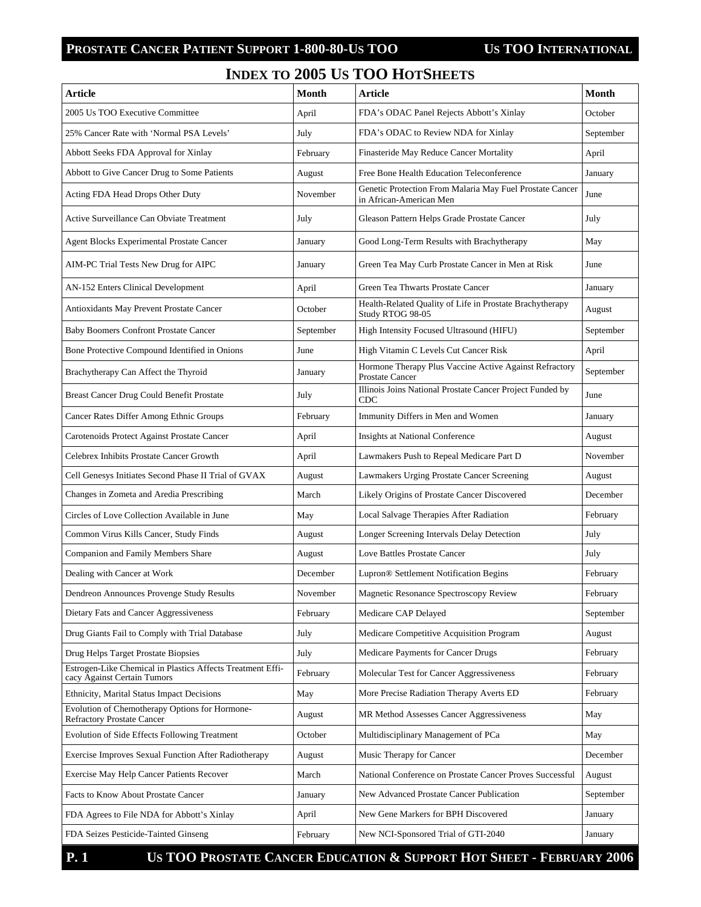# INDEX TO 2005 US TOO HOTSHEETS

| Article | Month | Article | Month |
|---|---|---|---|
| 2005 Us TOO Executive Committee | April | FDA's ODAC Panel Rejects Abbott's Xinlay | October |
| 25% Cancer Rate with 'Normal PSA Levels' | July | FDA's ODAC to Review NDA for Xinlay | September |
| Abbott Seeks FDA Approval for Xinlay | February | Finasteride May Reduce Cancer Mortality | April |
| Abbott to Give Cancer Drug to Some Patients | August | Free Bone Health Education Teleconference | January |
| Acting FDA Head Drops Other Duty | November | Genetic Protection From Malaria May Fuel Prostate Cancer in African-American Men | June |
| Active Surveillance Can Obviate Treatment | July | Gleason Pattern Helps Grade Prostate Cancer | July |
| Agent Blocks Experimental Prostate Cancer | January | Good Long-Term Results with Brachytherapy | May |
| AIM-PC Trial Tests New Drug for AIPC | January | Green Tea May Curb Prostate Cancer in Men at Risk | June |
| AN-152 Enters Clinical Development | April | Green Tea Thwarts Prostate Cancer | January |
| Antioxidants May Prevent Prostate Cancer | October | Health-Related Quality of Life in Prostate Brachytherapy Study RTOG 98-05 | August |
| Baby Boomers Confront Prostate Cancer | September | High Intensity Focused Ultrasound (HIFU) | September |
| Bone Protective Compound Identified in Onions | June | High Vitamin C Levels Cut Cancer Risk | April |
| Brachytherapy Can Affect the Thyroid | January | Hormone Therapy Plus Vaccine Active Against Refractory Prostate Cancer | September |
| Breast Cancer Drug Could Benefit Prostate | July | Illinois Joins National Prostate Cancer Project Funded by CDC | June |
| Cancer Rates Differ Among Ethnic Groups | February | Immunity Differs in Men and Women | January |
| Carotenoids Protect Against Prostate Cancer | April | Insights at National Conference | August |
| Celebrex Inhibits Prostate Cancer Growth | April | Lawmakers Push to Repeal Medicare Part D | November |
| Cell Genesys Initiates Second Phase II Trial of GVAX | August | Lawmakers Urging Prostate Cancer Screening | August |
| Changes in Zometa and Aredia Prescribing | March | Likely Origins of Prostate Cancer Discovered | December |
| Circles of Love Collection Available in June | May | Local Salvage Therapies After Radiation | February |
| Common Virus Kills Cancer, Study Finds | August | Longer Screening Intervals Delay Detection | July |
| Companion and Family Members Share | August | Love Battles Prostate Cancer | July |
| Dealing with Cancer at Work | December | Lupron® Settlement Notification Begins | February |
| Dendreon Announces Provenge Study Results | November | Magnetic Resonance Spectroscopy Review | February |
| Dietary Fats and Cancer Aggressiveness | February | Medicare CAP Delayed | September |
| Drug Giants Fail to Comply with Trial Database | July | Medicare Competitive Acquisition Program | August |
| Drug Helps Target Prostate Biopsies | July | Medicare Payments for Cancer Drugs | February |
| Estrogen-Like Chemical in Plastics Affects Treatment Efficacy Against Certain Tumors | February | Molecular Test for Cancer Aggressiveness | February |
| Ethnicity, Marital Status Impact Decisions | May | More Precise Radiation Therapy Averts ED | February |
| Evolution of Chemotherapy Options for Hormone-Refractory Prostate Cancer | August | MR Method Assesses Cancer Aggressiveness | May |
| Evolution of Side Effects Following Treatment | October | Multidisciplinary Management of PCa | May |
| Exercise Improves Sexual Function After Radiotherapy | August | Music Therapy for Cancer | December |
| Exercise May Help Cancer Patients Recover | March | National Conference on Prostate Cancer Proves Successful | August |
| Facts to Know About Prostate Cancer | January | New Advanced Prostate Cancer Publication | September |
| FDA Agrees to File NDA for Abbott's Xinlay | April | New Gene Markers for BPH Discovered | January |
| FDA Seizes Pesticide-Tainted Ginseng | February | New NCI-Sponsored Trial of GTI-2040 | January |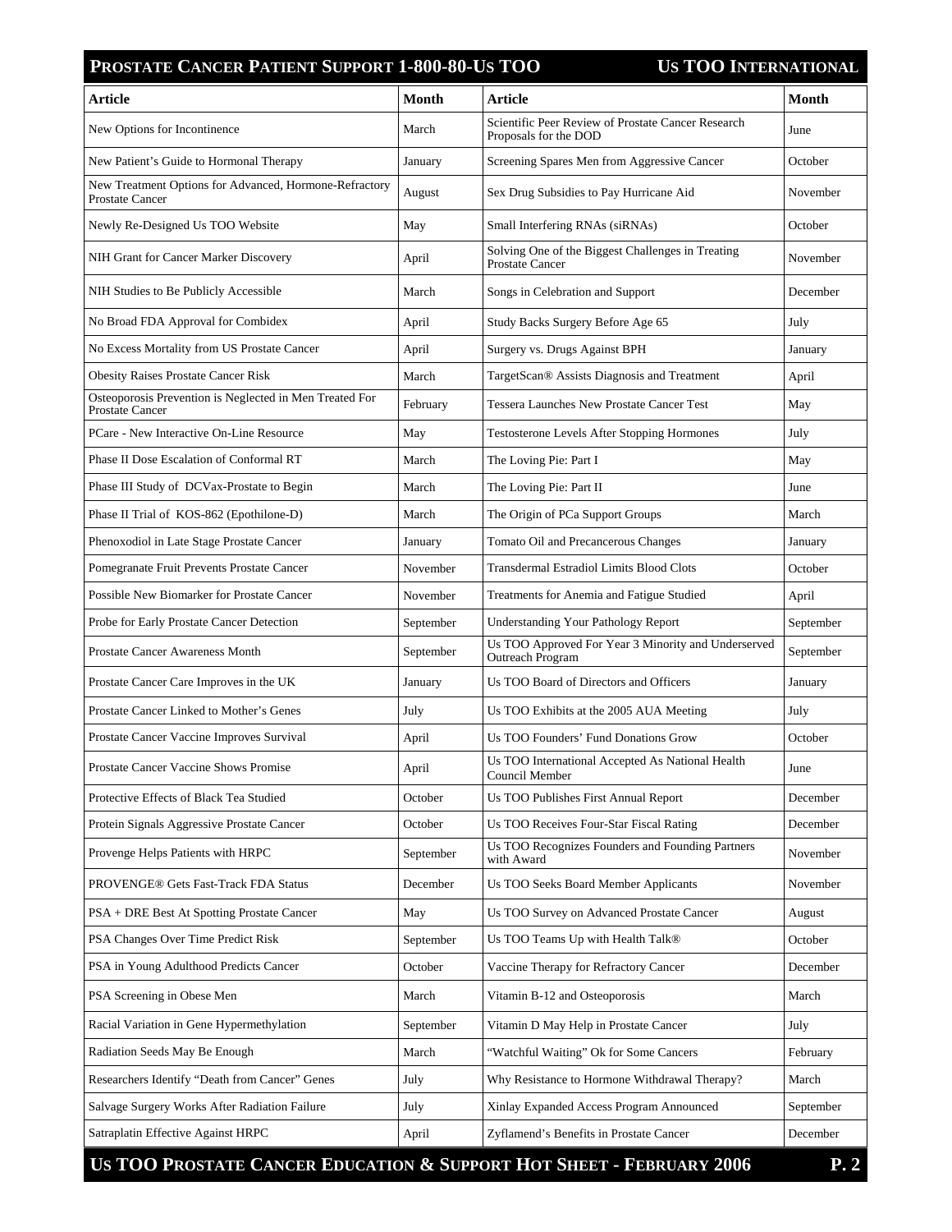| Article | Month | Article | Month |
|---|---|---|---|
| New Options for Incontinence | March | Scientific Peer Review of Prostate Cancer Research Proposals for the DOD | June |
| New Patient's Guide to Hormonal Therapy | January | Screening Spares Men from Aggressive Cancer | October |
| New Treatment Options for Advanced, Hormone-Refractory Prostate Cancer | August | Sex Drug Subsidies to Pay Hurricane Aid | November |
| Newly Re-Designed Us TOO Website | May | Small Interfering RNAs (siRNAs) | October |
| NIH Grant for Cancer Marker Discovery | April | Solving One of the Biggest Challenges in Treating Prostate Cancer | November |
| NIH Studies to Be Publicly Accessible | March | Songs in Celebration and Support | December |
| No Broad FDA Approval for Combidex | April | Study Backs Surgery Before Age 65 | July |
| No Excess Mortality from US Prostate Cancer | April | Surgery vs. Drugs Against BPH | January |
| Obesity Raises Prostate Cancer Risk | March | TargetScan® Assists Diagnosis and Treatment | April |
| Osteoporosis Prevention is Neglected in Men Treated For Prostate Cancer | February | Tessera Launches New Prostate Cancer Test | May |
| PCare - New Interactive On-Line Resource | May | Testosterone Levels After Stopping Hormones | July |
| Phase II Dose Escalation of Conformal RT | March | The Loving Pie: Part I | May |
| Phase III Study of DCVax-Prostate to Begin | March | The Loving Pie: Part II | June |
| Phase II Trial of KOS-862 (Epothilone-D) | March | The Origin of PCa Support Groups | March |
| Phenoxodiol in Late Stage Prostate Cancer | January | Tomato Oil and Precancerous Changes | January |
| Pomegranate Fruit Prevents Prostate Cancer | November | Transdermal Estradiol Limits Blood Clots | October |
| Possible New Biomarker for Prostate Cancer | November | Treatments for Anemia and Fatigue Studied | April |
| Probe for Early Prostate Cancer Detection | September | Understanding Your Pathology Report | September |
| Prostate Cancer Awareness Month | September | Us TOO Approved For Year 3 Minority and Underserved Outreach Program | September |
| Prostate Cancer Care Improves in the UK | January | Us TOO Board of Directors and Officers | January |
| Prostate Cancer Linked to Mother's Genes | July | Us TOO Exhibits at the 2005 AUA Meeting | July |
| Prostate Cancer Vaccine Improves Survival | April | Us TOO Founders' Fund Donations Grow | October |
| Prostate Cancer Vaccine Shows Promise | April | Us TOO International Accepted As National Health Council Member | June |
| Protective Effects of Black Tea Studied | October | Us TOO Publishes First Annual Report | December |
| Protein Signals Aggressive Prostate Cancer | October | Us TOO Receives Four-Star Fiscal Rating | December |
| Provenge Helps Patients with HRPC | September | Us TOO Recognizes Founders and Founding Partners with Award | November |
| PROVENGE® Gets Fast-Track FDA Status | December | Us TOO Seeks Board Member Applicants | November |
| PSA + DRE Best At Spotting Prostate Cancer | May | Us TOO Survey on Advanced Prostate Cancer | August |
| PSA Changes Over Time Predict Risk | September | Us TOO Teams Up with Health Talk® | October |
| PSA in Young Adulthood Predicts Cancer | October | Vaccine Therapy for Refractory Cancer | December |
| PSA Screening in Obese Men | March | Vitamin B-12 and Osteoporosis | March |
| Racial Variation in Gene Hypermethylation | September | Vitamin D May Help in Prostate Cancer | July |
| Radiation Seeds May Be Enough | March | "Watchful Waiting" Ok for Some Cancers | February |
| Researchers Identify "Death from Cancer" Genes | July | Why Resistance to Hormone Withdrawal Therapy? | March |
| Salvage Surgery Works After Radiation Failure | July | Xinlay Expanded Access Program Announced | September |
| Satraplatin Effective Against HRPC | April | Zyflamend's Benefits in Prostate Cancer | December |